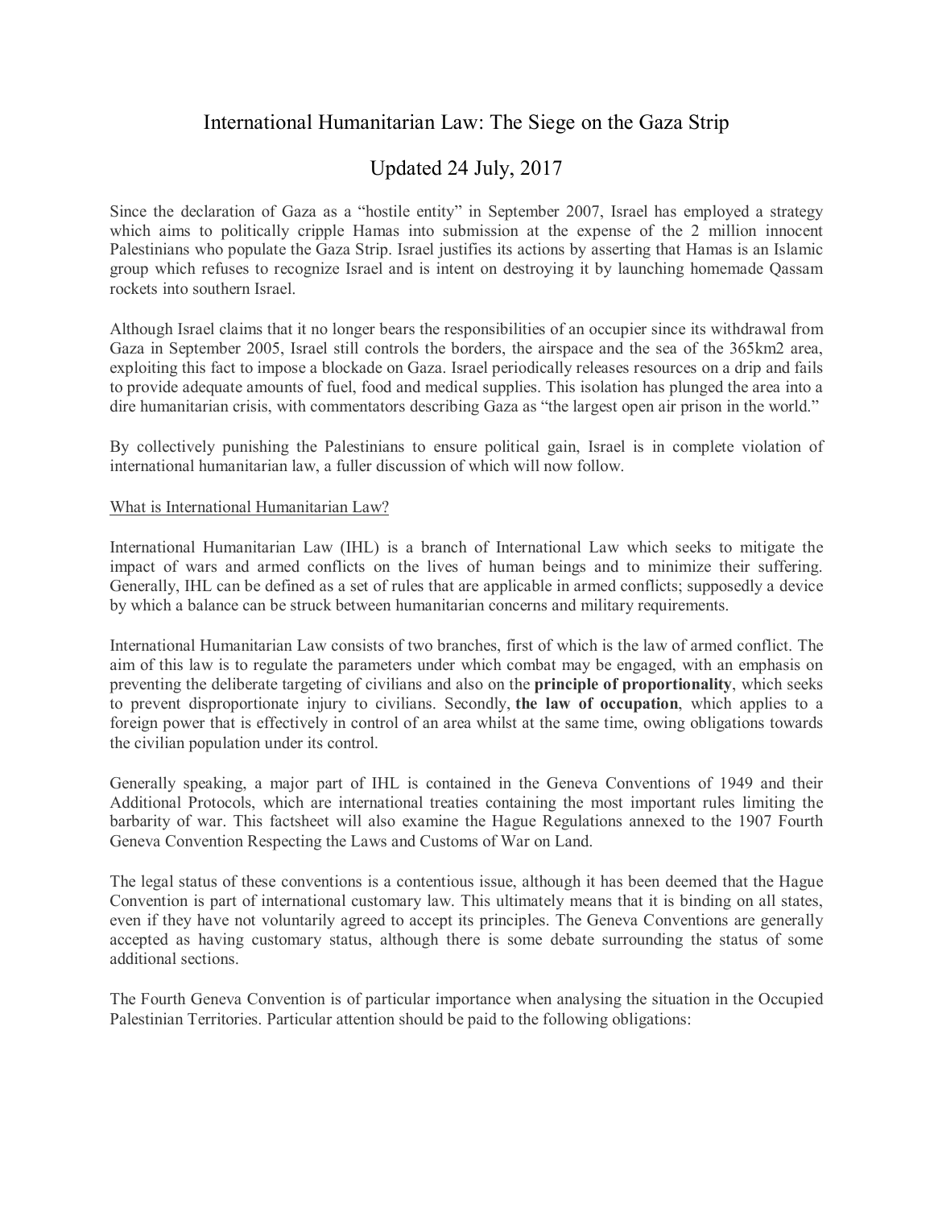# International Humanitarian Law: The Siege on the Gaza Strip

## Updated 24 July, 2017

Since the declaration of Gaza as a "hostile entity" in September 2007, Israel has employed a strategy which aims to politically cripple Hamas into submission at the expense of the 2 million innocent Palestinians who populate the Gaza Strip. Israel justifies its actions by asserting that Hamas is an Islamic group which refuses to recognize Israel and is intent on destroying it by launching homemade Qassam rockets into southern Israel.

Although Israel claims that it no longer bears the responsibilities of an occupier since its withdrawal from Gaza in September 2005, Israel still controls the borders, the airspace and the sea of the 365km2 area, exploiting this fact to impose a blockade on Gaza. Israel periodically releases resources on a drip and fails to provide adequate amounts of fuel, food and medical supplies. This isolation has plunged the area into a dire humanitarian crisis, with commentators describing Gaza as "the largest open air prison in the world."

By collectively punishing the Palestinians to ensure political gain, Israel is in complete violation of international humanitarian law, a fuller discussion of which will now follow.

<u>What is International Humanitarian Law?</u>

International Humanitarian Law (IHL) is a branch of International Law which seeks to mitigate the impact of wars and armed conflicts on the lives of human beings and to minimize their suffering. Generally, IHL can be defined as a set of rules that are applicable in armed conflicts; supposedly a device by which a balance can be struck between humanitarian concerns and military requirements.

International Humanitarian Law consists of two branches, first of which is the law of armed conflict. The aim of this law is to regulate the parameters under which combat may be engaged, with an emphasis on preventing the deliberate targeting of civilians and also on the **principle of proportionality**, which seeks to prevent disproportionate injury to civilians. Secondly, **the law of occupation**, which applies to a foreign power that is effectively in control of an area whilst at the same time, owing obligations towards the civilian population under its control.

Generally speaking, a major part of IHL is contained in the Geneva Conventions of 1949 and their Additional Protocols, which are international treaties containing the most important rules limiting the barbarity of war. This factsheet will also examine the Hague Regulations annexed to the 1907 Fourth Geneva Convention Respecting the Laws and Customs of War on Land.

The legal status of these conventions is a contentious issue, although it has been deemed that the Hague Convention is part of international customary law. This ultimately means that it is binding on all states, even if they have not voluntarily agreed to accept its principles. The Geneva Conventions are generally accepted as having customary status, although there is some debate surrounding the status of some additional sections.

The Fourth Geneva Convention is of particular importance when analysing the situation in the Occupied Palestinian Territories. Particular attention should be paid to the following obligations: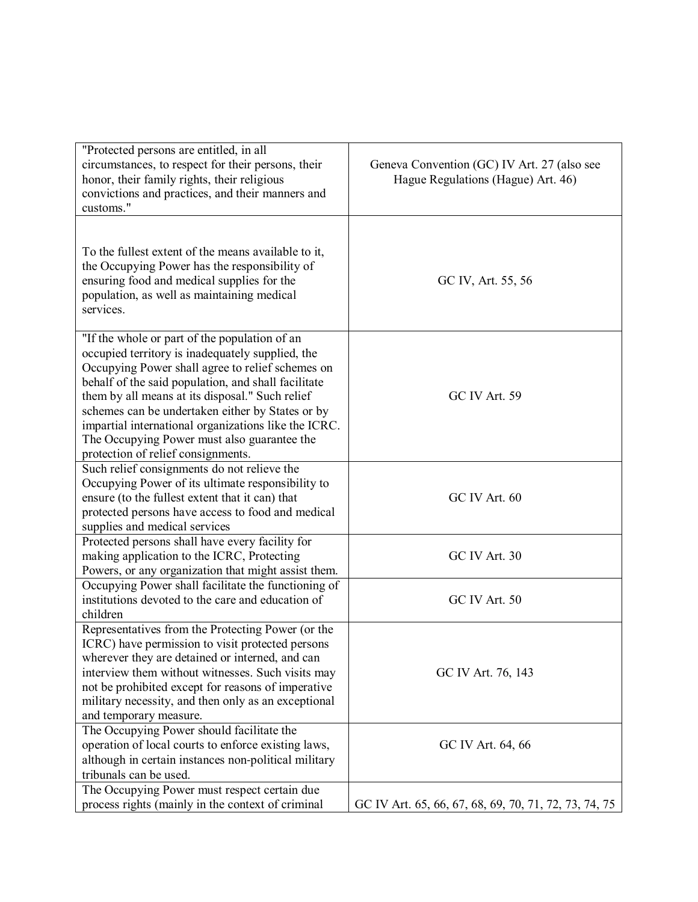| | |
|---|---|
| "Protected persons are entitled, in all circumstances, to respect for their persons, their honor, their family rights, their religious convictions and practices, and their manners and customs." | Geneva Convention (GC) IV Art. 27 (also see Hague Regulations (Hague) Art. 46) |
| To the fullest extent of the means available to it, the Occupying Power has the responsibility of ensuring food and medical supplies for the population, as well as maintaining medical services. | GC IV, Art. 55, 56 |
| "If the whole or part of the population of an occupied territory is inadequately supplied, the Occupying Power shall agree to relief schemes on behalf of the said population, and shall facilitate them by all means at its disposal." Such relief schemes can be undertaken either by States or by impartial international organizations like the ICRC. The Occupying Power must also guarantee the protection of relief consignments. | GC IV Art. 59 |
| Such relief consignments do not relieve the Occupying Power of its ultimate responsibility to ensure (to the fullest extent that it can) that protected persons have access to food and medical supplies and medical services | GC IV Art. 60 |
| Protected persons shall have every facility for making application to the ICRC, Protecting Powers, or any organization that might assist them. | GC IV Art. 30 |
| Occupying Power shall facilitate the functioning of institutions devoted to the care and education of children | GC IV Art. 50 |
| Representatives from the Protecting Power (or the ICRC) have permission to visit protected persons wherever they are detained or interned, and can interview them without witnesses. Such visits may not be prohibited except for reasons of imperative military necessity, and then only as an exceptional and temporary measure. | GC IV Art. 76, 143 |
| The Occupying Power should facilitate the operation of local courts to enforce existing laws, although in certain instances non-political military tribunals can be used. | GC IV Art. 64, 66 |
| The Occupying Power must respect certain due process rights (mainly in the context of criminal | GC IV Art. 65, 66, 67, 68, 69, 70, 71, 72, 73, 74, 75 |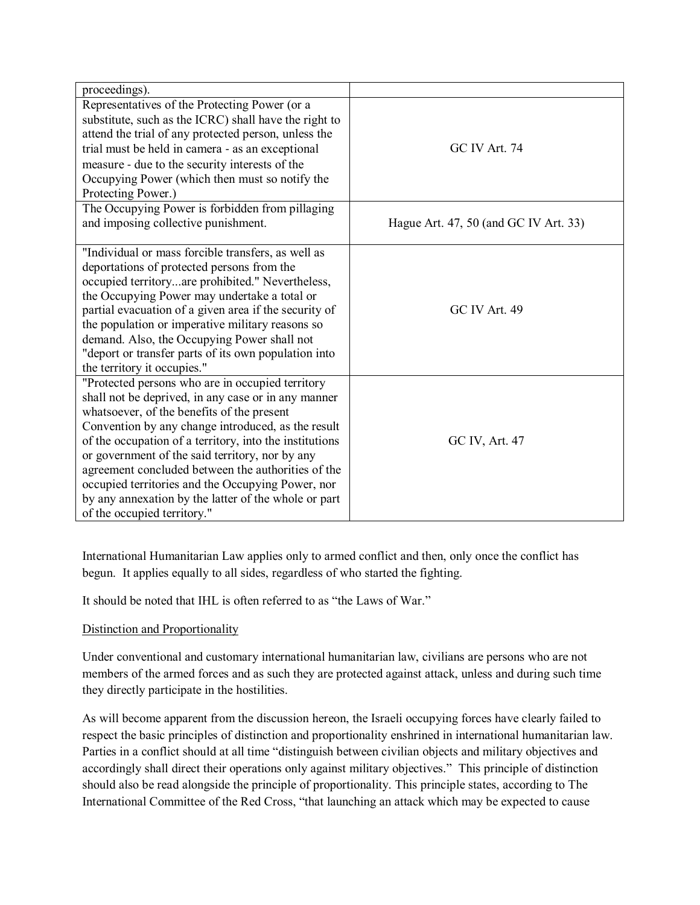| | |
|---|---|
| proceedings). | |
| Representatives of the Protecting Power (or a substitute, such as the ICRC) shall have the right to attend the trial of any protected person, unless the trial must be held in camera - as an exceptional measure - due to the security interests of the Occupying Power (which then must so notify the Protecting Power.) | GC IV Art. 74 |
| The Occupying Power is forbidden from pillaging and imposing collective punishment. | Hague Art. 47, 50 (and GC IV Art. 33) |
| "Individual or mass forcible transfers, as well as deportations of protected persons from the occupied territory...are prohibited." Nevertheless, the Occupying Power may undertake a total or partial evacuation of a given area if the security of the population or imperative military reasons so demand. Also, the Occupying Power shall not "deport or transfer parts of its own population into the territory it occupies." | GC IV Art. 49 |
| "Protected persons who are in occupied territory shall not be deprived, in any case or in any manner whatsoever, of the benefits of the present Convention by any change introduced, as the result of the occupation of a territory, into the institutions or government of the said territory, nor by any agreement concluded between the authorities of the occupied territories and the Occupying Power, nor by any annexation by the latter of the whole or part of the occupied territory." | GC IV, Art. 47 |

International Humanitarian Law applies only to armed conflict and then, only once the conflict has begun. It applies equally to all sides, regardless of who started the fighting.

It should be noted that IHL is often referred to as "the Laws of War."

Distinction and Proportionality

Under conventional and customary international humanitarian law, civilians are persons who are not members of the armed forces and as such they are protected against attack, unless and during such time they directly participate in the hostilities.

As will become apparent from the discussion hereon, the Israeli occupying forces have clearly failed to respect the basic principles of distinction and proportionality enshrined in international humanitarian law. Parties in a conflict should at all time "distinguish between civilian objects and military objectives and accordingly shall direct their operations only against military objectives." This principle of distinction should also be read alongside the principle of proportionality. This principle states, according to The International Committee of the Red Cross, "that launching an attack which may be expected to cause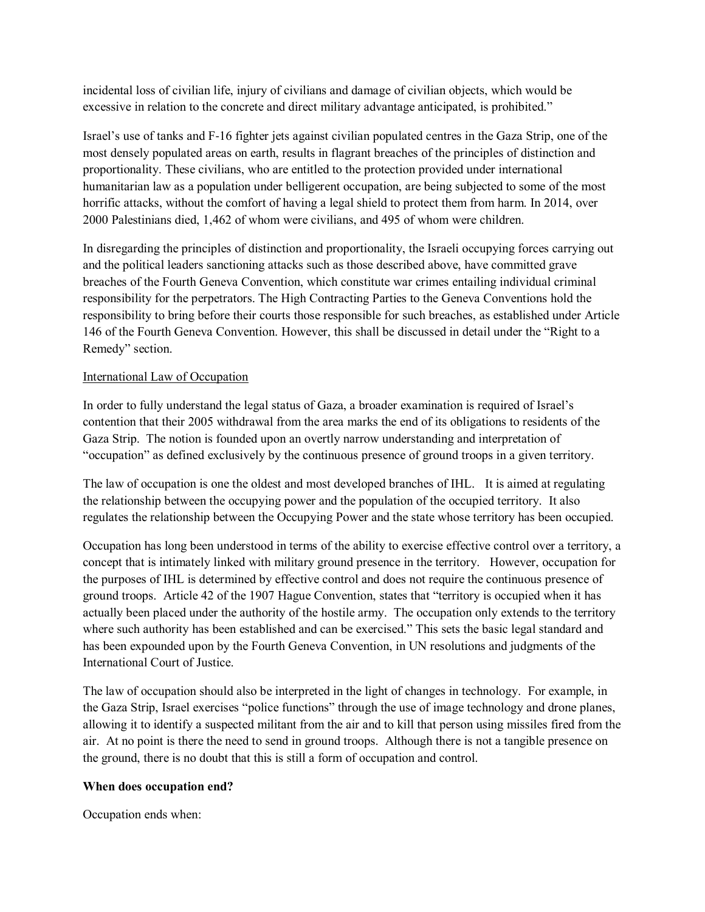incidental loss of civilian life, injury of civilians and damage of civilian objects, which would be excessive in relation to the concrete and direct military advantage anticipated, is prohibited."

Israel's use of tanks and F-16 fighter jets against civilian populated centres in the Gaza Strip, one of the most densely populated areas on earth, results in flagrant breaches of the principles of distinction and proportionality. These civilians, who are entitled to the protection provided under international humanitarian law as a population under belligerent occupation, are being subjected to some of the most horrific attacks, without the comfort of having a legal shield to protect them from harm. In 2014, over 2000 Palestinians died, 1,462 of whom were civilians, and 495 of whom were children.

In disregarding the principles of distinction and proportionality, the Israeli occupying forces carrying out and the political leaders sanctioning attacks such as those described above, have committed grave breaches of the Fourth Geneva Convention, which constitute war crimes entailing individual criminal responsibility for the perpetrators. The High Contracting Parties to the Geneva Conventions hold the responsibility to bring before their courts those responsible for such breaches, as established under Article 146 of the Fourth Geneva Convention. However, this shall be discussed in detail under the "Right to a Remedy" section.

<u>International Law of Occupation</u>

In order to fully understand the legal status of Gaza, a broader examination is required of Israel's contention that their 2005 withdrawal from the area marks the end of its obligations to residents of the Gaza Strip. The notion is founded upon an overtly narrow understanding and interpretation of "occupation" as defined exclusively by the continuous presence of ground troops in a given territory.

The law of occupation is one the oldest and most developed branches of IHL. It is aimed at regulating the relationship between the occupying power and the population of the occupied territory. It also regulates the relationship between the Occupying Power and the state whose territory has been occupied.

Occupation has long been understood in terms of the ability to exercise effective control over a territory, a concept that is intimately linked with military ground presence in the territory. However, occupation for the purposes of IHL is determined by effective control and does not require the continuous presence of ground troops. Article 42 of the 1907 Hague Convention, states that "territory is occupied when it has actually been placed under the authority of the hostile army. The occupation only extends to the territory where such authority has been established and can be exercised." This sets the basic legal standard and has been expounded upon by the Fourth Geneva Convention, in UN resolutions and judgments of the International Court of Justice.

The law of occupation should also be interpreted in the light of changes in technology. For example, in the Gaza Strip, Israel exercises "police functions" through the use of image technology and drone planes, allowing it to identify a suspected militant from the air and to kill that person using missiles fired from the air. At no point is there the need to send in ground troops. Although there is not a tangible presence on the ground, there is no doubt that this is still a form of occupation and control.

**When does occupation end?**

Occupation ends when: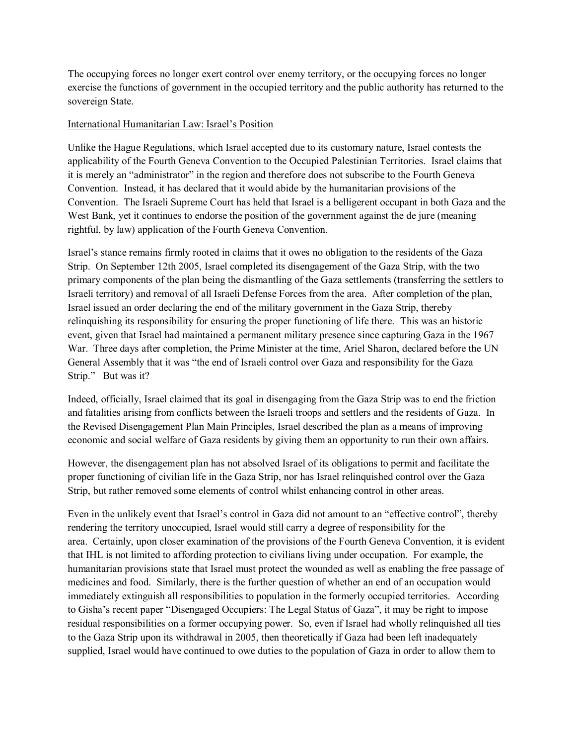The occupying forces no longer exert control over enemy territory, or the occupying forces no longer exercise the functions of government in the occupied territory and the public authority has returned to the sovereign State.

International Humanitarian Law: Israel's Position

Unlike the Hague Regulations, which Israel accepted due to its customary nature, Israel contests the applicability of the Fourth Geneva Convention to the Occupied Palestinian Territories. Israel claims that it is merely an "administrator" in the region and therefore does not subscribe to the Fourth Geneva Convention. Instead, it has declared that it would abide by the humanitarian provisions of the Convention. The Israeli Supreme Court has held that Israel is a belligerent occupant in both Gaza and the West Bank, yet it continues to endorse the position of the government against the de jure (meaning rightful, by law) application of the Fourth Geneva Convention.

Israel's stance remains firmly rooted in claims that it owes no obligation to the residents of the Gaza Strip. On September 12th 2005, Israel completed its disengagement of the Gaza Strip, with the two primary components of the plan being the dismantling of the Gaza settlements (transferring the settlers to Israeli territory) and removal of all Israeli Defense Forces from the area. After completion of the plan, Israel issued an order declaring the end of the military government in the Gaza Strip, thereby relinquishing its responsibility for ensuring the proper functioning of life there. This was an historic event, given that Israel had maintained a permanent military presence since capturing Gaza in the 1967 War. Three days after completion, the Prime Minister at the time, Ariel Sharon, declared before the UN General Assembly that it was "the end of Israeli control over Gaza and responsibility for the Gaza Strip." But was it?

Indeed, officially, Israel claimed that its goal in disengaging from the Gaza Strip was to end the friction and fatalities arising from conflicts between the Israeli troops and settlers and the residents of Gaza. In the Revised Disengagement Plan Main Principles, Israel described the plan as a means of improving economic and social welfare of Gaza residents by giving them an opportunity to run their own affairs.

However, the disengagement plan has not absolved Israel of its obligations to permit and facilitate the proper functioning of civilian life in the Gaza Strip, nor has Israel relinquished control over the Gaza Strip, but rather removed some elements of control whilst enhancing control in other areas.

Even in the unlikely event that Israel's control in Gaza did not amount to an "effective control", thereby rendering the territory unoccupied, Israel would still carry a degree of responsibility for the area. Certainly, upon closer examination of the provisions of the Fourth Geneva Convention, it is evident that IHL is not limited to affording protection to civilians living under occupation. For example, the humanitarian provisions state that Israel must protect the wounded as well as enabling the free passage of medicines and food. Similarly, there is the further question of whether an end of an occupation would immediately extinguish all responsibilities to population in the formerly occupied territories. According to Gisha's recent paper "Disengaged Occupiers: The Legal Status of Gaza", it may be right to impose residual responsibilities on a former occupying power. So, even if Israel had wholly relinquished all ties to the Gaza Strip upon its withdrawal in 2005, then theoretically if Gaza had been left inadequately supplied, Israel would have continued to owe duties to the population of Gaza in order to allow them to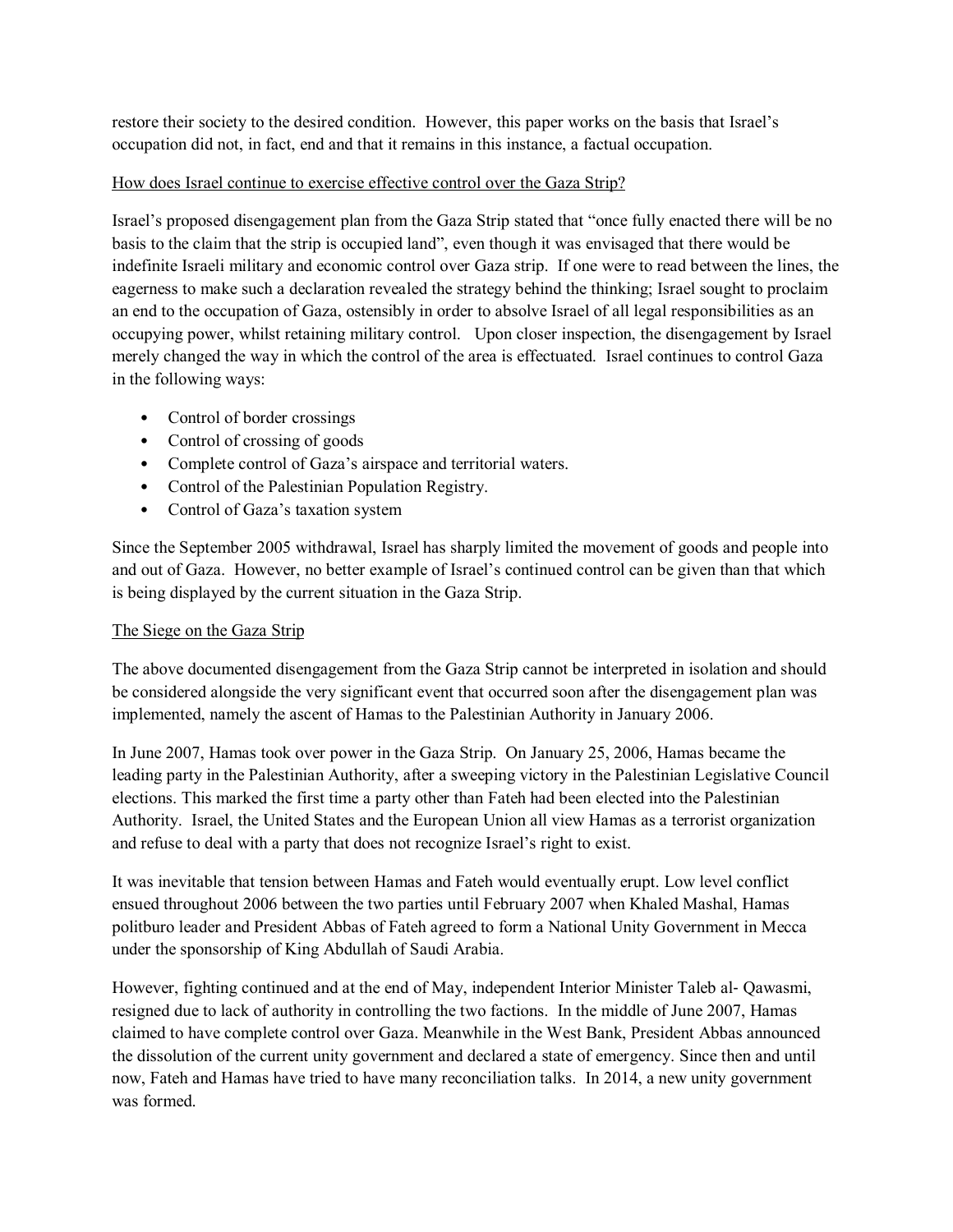restore their society to the desired condition. However, this paper works on the basis that Israel's occupation did not, in fact, end and that it remains in this instance, a factual occupation.

<u>How does Israel continue to exercise effective control over the Gaza Strip?</u>

Israel's proposed disengagement plan from the Gaza Strip stated that "once fully enacted there will be no basis to the claim that the strip is occupied land", even though it was envisaged that there would be indefinite Israeli military and economic control over Gaza strip. If one were to read between the lines, the eagerness to make such a declaration revealed the strategy behind the thinking; Israel sought to proclaim an end to the occupation of Gaza, ostensibly in order to absolve Israel of all legal responsibilities as an occupying power, whilst retaining military control. Upon closer inspection, the disengagement by Israel merely changed the way in which the control of the area is effectuated. Israel continues to control Gaza in the following ways:

- Control of border crossings
- Control of crossing of goods
- Complete control of Gaza's airspace and territorial waters.
- Control of the Palestinian Population Registry.
- Control of Gaza's taxation system

Since the September 2005 withdrawal, Israel has sharply limited the movement of goods and people into and out of Gaza. However, no better example of Israel's continued control can be given than that which is being displayed by the current situation in the Gaza Strip.

<u>The Siege on the Gaza Strip</u>

The above documented disengagement from the Gaza Strip cannot be interpreted in isolation and should be considered alongside the very significant event that occurred soon after the disengagement plan was implemented, namely the ascent of Hamas to the Palestinian Authority in January 2006.

In June 2007, Hamas took over power in the Gaza Strip. On January 25, 2006, Hamas became the leading party in the Palestinian Authority, after a sweeping victory in the Palestinian Legislative Council elections. This marked the first time a party other than Fateh had been elected into the Palestinian Authority. Israel, the United States and the European Union all view Hamas as a terrorist organization and refuse to deal with a party that does not recognize Israel's right to exist.

It was inevitable that tension between Hamas and Fateh would eventually erupt. Low level conflict ensued throughout 2006 between the two parties until February 2007 when Khaled Mashal, Hamas politburo leader and President Abbas of Fateh agreed to form a National Unity Government in Mecca under the sponsorship of King Abdullah of Saudi Arabia.

However, fighting continued and at the end of May, independent Interior Minister Taleb al- Qawasmi, resigned due to lack of authority in controlling the two factions. In the middle of June 2007, Hamas claimed to have complete control over Gaza. Meanwhile in the West Bank, President Abbas announced the dissolution of the current unity government and declared a state of emergency. Since then and until now, Fateh and Hamas have tried to have many reconciliation talks. In 2014, a new unity government was formed.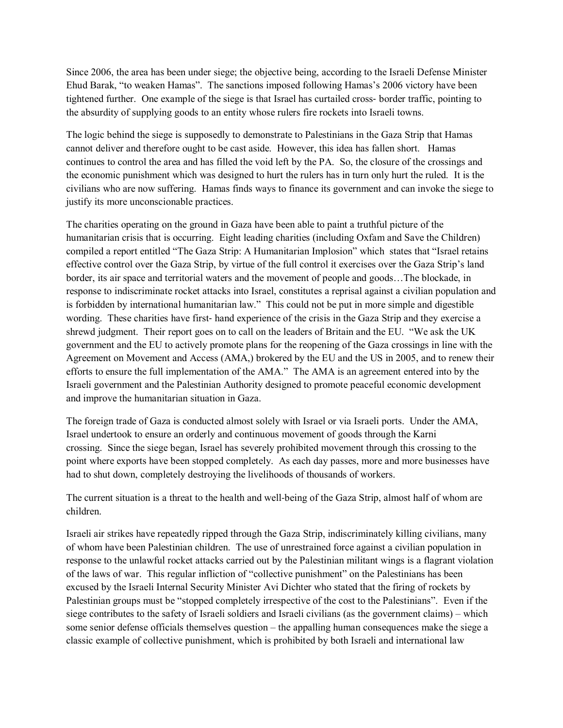Since 2006, the area has been under siege; the objective being, according to the Israeli Defense Minister Ehud Barak, "to weaken Hamas". The sanctions imposed following Hamas's 2006 victory have been tightened further. One example of the siege is that Israel has curtailed cross- border traffic, pointing to the absurdity of supplying goods to an entity whose rulers fire rockets into Israeli towns.

The logic behind the siege is supposedly to demonstrate to Palestinians in the Gaza Strip that Hamas cannot deliver and therefore ought to be cast aside. However, this idea has fallen short. Hamas continues to control the area and has filled the void left by the PA. So, the closure of the crossings and the economic punishment which was designed to hurt the rulers has in turn only hurt the ruled. It is the civilians who are now suffering. Hamas finds ways to finance its government and can invoke the siege to justify its more unconscionable practices.

The charities operating on the ground in Gaza have been able to paint a truthful picture of the humanitarian crisis that is occurring. Eight leading charities (including Oxfam and Save the Children) compiled a report entitled "The Gaza Strip: A Humanitarian Implosion" which states that "Israel retains effective control over the Gaza Strip, by virtue of the full control it exercises over the Gaza Strip's land border, its air space and territorial waters and the movement of people and goods…The blockade, in response to indiscriminate rocket attacks into Israel, constitutes a reprisal against a civilian population and is forbidden by international humanitarian law." This could not be put in more simple and digestible wording. These charities have first- hand experience of the crisis in the Gaza Strip and they exercise a shrewd judgment. Their report goes on to call on the leaders of Britain and the EU. "We ask the UK government and the EU to actively promote plans for the reopening of the Gaza crossings in line with the Agreement on Movement and Access (AMA,) brokered by the EU and the US in 2005, and to renew their efforts to ensure the full implementation of the AMA." The AMA is an agreement entered into by the Israeli government and the Palestinian Authority designed to promote peaceful economic development and improve the humanitarian situation in Gaza.

The foreign trade of Gaza is conducted almost solely with Israel or via Israeli ports. Under the AMA, Israel undertook to ensure an orderly and continuous movement of goods through the Karni crossing. Since the siege began, Israel has severely prohibited movement through this crossing to the point where exports have been stopped completely. As each day passes, more and more businesses have had to shut down, completely destroying the livelihoods of thousands of workers.

The current situation is a threat to the health and well-being of the Gaza Strip, almost half of whom are children.

Israeli air strikes have repeatedly ripped through the Gaza Strip, indiscriminately killing civilians, many of whom have been Palestinian children. The use of unrestrained force against a civilian population in response to the unlawful rocket attacks carried out by the Palestinian militant wings is a flagrant violation of the laws of war. This regular infliction of "collective punishment" on the Palestinians has been excused by the Israeli Internal Security Minister Avi Dichter who stated that the firing of rockets by Palestinian groups must be "stopped completely irrespective of the cost to the Palestinians". Even if the siege contributes to the safety of Israeli soldiers and Israeli civilians (as the government claims) – which some senior defense officials themselves question – the appalling human consequences make the siege a classic example of collective punishment, which is prohibited by both Israeli and international law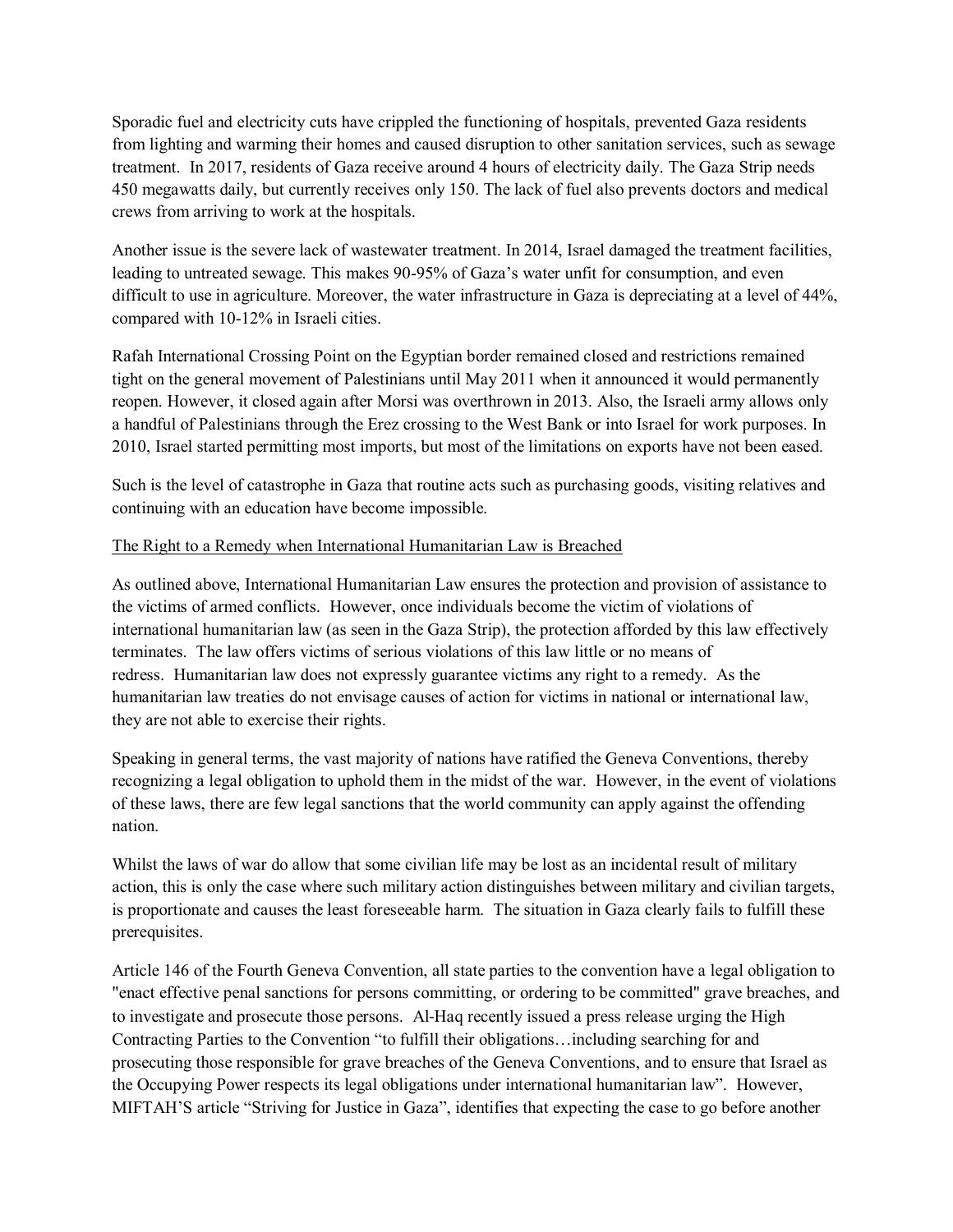Sporadic fuel and electricity cuts have crippled the functioning of hospitals, prevented Gaza residents from lighting and warming their homes and caused disruption to other sanitation services, such as sewage treatment. In 2017, residents of Gaza receive around 4 hours of electricity daily. The Gaza Strip needs 450 megawatts daily, but currently receives only 150. The lack of fuel also prevents doctors and medical crews from arriving to work at the hospitals.

Another issue is the severe lack of wastewater treatment. In 2014, Israel damaged the treatment facilities, leading to untreated sewage. This makes 90-95% of Gaza's water unfit for consumption, and even difficult to use in agriculture. Moreover, the water infrastructure in Gaza is depreciating at a level of 44%, compared with 10-12% in Israeli cities.

Rafah International Crossing Point on the Egyptian border remained closed and restrictions remained tight on the general movement of Palestinians until May 2011 when it announced it would permanently reopen. However, it closed again after Morsi was overthrown in 2013. Also, the Israeli army allows only a handful of Palestinians through the Erez crossing to the West Bank or into Israel for work purposes. In 2010, Israel started permitting most imports, but most of the limitations on exports have not been eased.

Such is the level of catastrophe in Gaza that routine acts such as purchasing goods, visiting relatives and continuing with an education have become impossible.

<u>The Right to a Remedy when International Humanitarian Law is Breached</u>

As outlined above, International Humanitarian Law ensures the protection and provision of assistance to the victims of armed conflicts. However, once individuals become the victim of violations of international humanitarian law (as seen in the Gaza Strip), the protection afforded by this law effectively terminates. The law offers victims of serious violations of this law little or no means of redress. Humanitarian law does not expressly guarantee victims any right to a remedy. As the humanitarian law treaties do not envisage causes of action for victims in national or international law, they are not able to exercise their rights.

Speaking in general terms, the vast majority of nations have ratified the Geneva Conventions, thereby recognizing a legal obligation to uphold them in the midst of the war. However, in the event of violations of these laws, there are few legal sanctions that the world community can apply against the offending nation.

Whilst the laws of war do allow that some civilian life may be lost as an incidental result of military action, this is only the case where such military action distinguishes between military and civilian targets, is proportionate and causes the least foreseeable harm. The situation in Gaza clearly fails to fulfill these prerequisites.

Article 146 of the Fourth Geneva Convention, all state parties to the convention have a legal obligation to "enact effective penal sanctions for persons committing, or ordering to be committed" grave breaches, and to investigate and prosecute those persons. Al-Haq recently issued a press release urging the High Contracting Parties to the Convention "to fulfill their obligations…including searching for and prosecuting those responsible for grave breaches of the Geneva Conventions, and to ensure that Israel as the Occupying Power respects its legal obligations under international humanitarian law". However, MIFTAH'S article "Striving for Justice in Gaza", identifies that expecting the case to go before another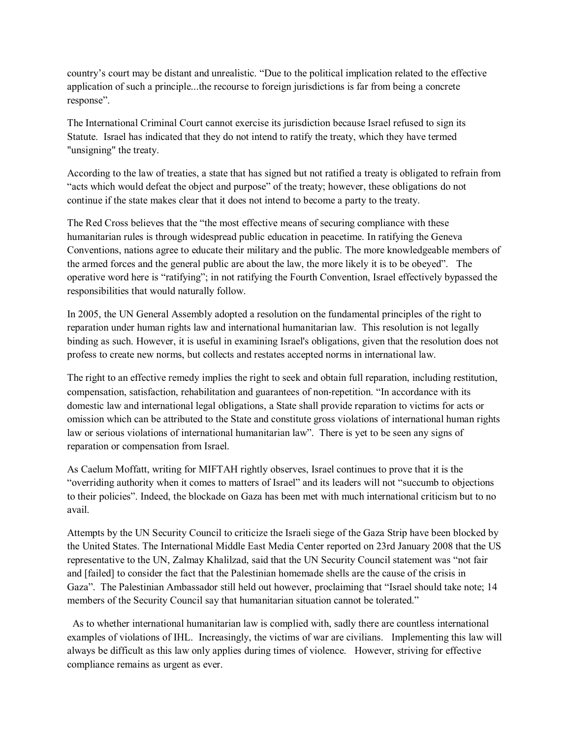country's court may be distant and unrealistic. "Due to the political implication related to the effective application of such a principle...the recourse to foreign jurisdictions is far from being a concrete response".

The International Criminal Court cannot exercise its jurisdiction because Israel refused to sign its Statute. Israel has indicated that they do not intend to ratify the treaty, which they have termed "unsigning" the treaty.

According to the law of treaties, a state that has signed but not ratified a treaty is obligated to refrain from "acts which would defeat the object and purpose" of the treaty; however, these obligations do not continue if the state makes clear that it does not intend to become a party to the treaty.

The Red Cross believes that the "the most effective means of securing compliance with these humanitarian rules is through widespread public education in peacetime. In ratifying the Geneva Conventions, nations agree to educate their military and the public. The more knowledgeable members of the armed forces and the general public are about the law, the more likely it is to be obeyed". The operative word here is "ratifying"; in not ratifying the Fourth Convention, Israel effectively bypassed the responsibilities that would naturally follow.

In 2005, the UN General Assembly adopted a resolution on the fundamental principles of the right to reparation under human rights law and international humanitarian law. This resolution is not legally binding as such. However, it is useful in examining Israel's obligations, given that the resolution does not profess to create new norms, but collects and restates accepted norms in international law.

The right to an effective remedy implies the right to seek and obtain full reparation, including restitution, compensation, satisfaction, rehabilitation and guarantees of non-repetition. "In accordance with its domestic law and international legal obligations, a State shall provide reparation to victims for acts or omission which can be attributed to the State and constitute gross violations of international human rights law or serious violations of international humanitarian law". There is yet to be seen any signs of reparation or compensation from Israel.

As Caelum Moffatt, writing for MIFTAH rightly observes, Israel continues to prove that it is the "overriding authority when it comes to matters of Israel" and its leaders will not "succumb to objections to their policies". Indeed, the blockade on Gaza has been met with much international criticism but to no avail.

Attempts by the UN Security Council to criticize the Israeli siege of the Gaza Strip have been blocked by the United States. The International Middle East Media Center reported on 23rd January 2008 that the US representative to the UN, Zalmay Khalilzad, said that the UN Security Council statement was "not fair and [failed] to consider the fact that the Palestinian homemade shells are the cause of the crisis in Gaza". The Palestinian Ambassador still held out however, proclaiming that "Israel should take note; 14 members of the Security Council say that humanitarian situation cannot be tolerated."

As to whether international humanitarian law is complied with, sadly there are countless international examples of violations of IHL. Increasingly, the victims of war are civilians. Implementing this law will always be difficult as this law only applies during times of violence. However, striving for effective compliance remains as urgent as ever.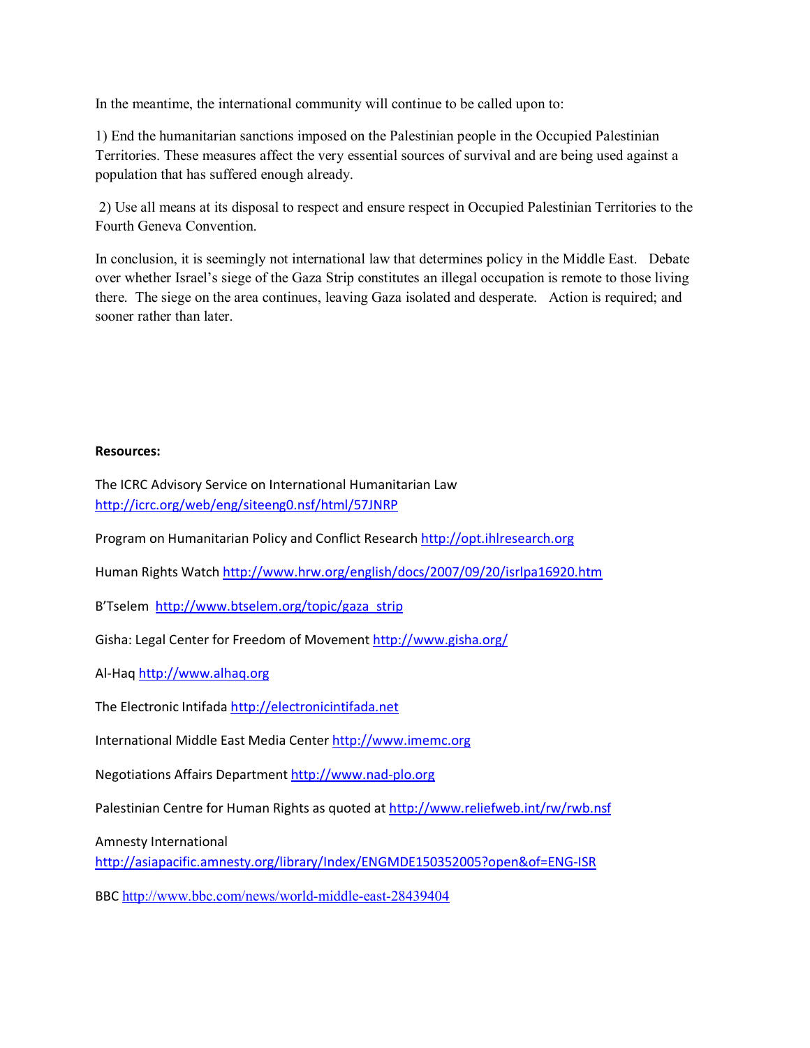In the meantime, the international community will continue to be called upon to:

1) End the humanitarian sanctions imposed on the Palestinian people in the Occupied Palestinian Territories. These measures affect the very essential sources of survival and are being used against a population that has suffered enough already.

2) Use all means at its disposal to respect and ensure respect in Occupied Palestinian Territories to the Fourth Geneva Convention.

In conclusion, it is seemingly not international law that determines policy in the Middle East. Debate over whether Israel's siege of the Gaza Strip constitutes an illegal occupation is remote to those living there. The siege on the area continues, leaving Gaza isolated and desperate. Action is required; and sooner rather than later.

**Resources:**

The ICRC Advisory Service on International Humanitarian Law http://icrc.org/web/eng/siteeng0.nsf/html/57JNRP

Program on Humanitarian Policy and Conflict Research http://opt.ihlresearch.org

Human Rights Watch http://www.hrw.org/english/docs/2007/09/20/isrlpa16920.htm

B'Tselem http://www.btselem.org/topic/gaza_strip

Gisha: Legal Center for Freedom of Movement http://www.gisha.org/

Al-Haq http://www.alhaq.org

The Electronic Intifada http://electronicintifada.net

International Middle East Media Center http://www.imemc.org

Negotiations Affairs Department http://www.nad-plo.org

Palestinian Centre for Human Rights as quoted at http://www.reliefweb.int/rw/rwb.nsf

Amnesty International http://asiapacific.amnesty.org/library/Index/ENGMDE150352005?open&of=ENG-ISR

BBC http://www.bbc.com/news/world-middle-east-28439404